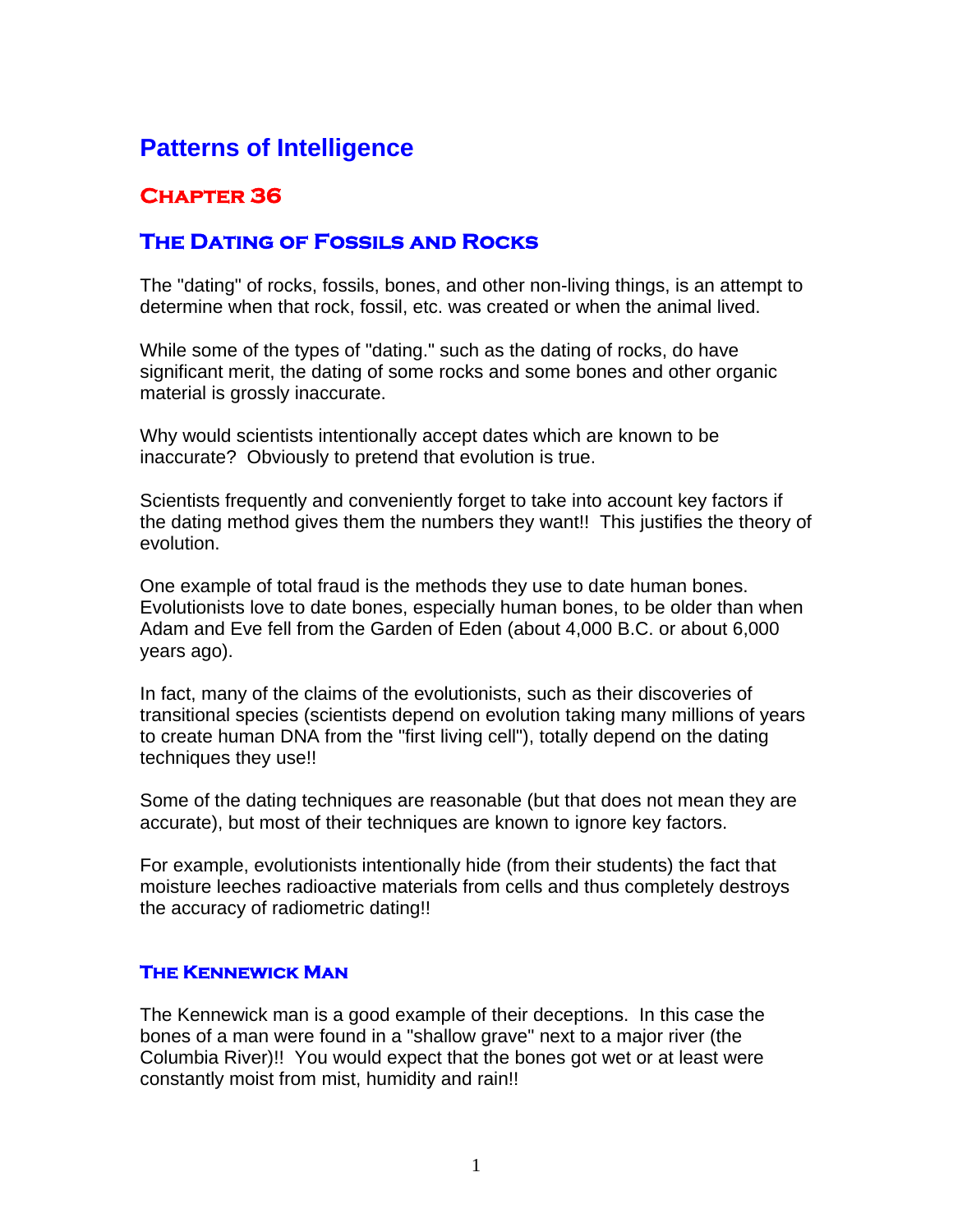# Patterns of Intelligence

## Chapter 36

## The Dating of Fossils and Rocks

The "dating" of rocks, fossils, bones, and other non-living things, is an attempt to determine when that rock, fossil, etc. was created or when the animal lived.

While some of the types of "dating." such as the dating of rocks, do have significant merit, the dating of some rocks and some bones and other organic material is grossly inaccurate.

Why would scientists intentionally accept dates which are known to be inaccurate? Obviously to pretend that evolution is true.

Scientists frequently and conveniently forget to take into account key factors if the dating method gives them the numbers they want!! This justifies the theory of evolution.

One example of total fraud is the methods they use to date human bones. Evolutionists love to date bones, especially human bones, to be older than when Adam and Eve fell from the Garden of Eden (about 4,000 B.C. or about 6,000 years ago).

In fact, many of the claims of the evolutionists, such as their discoveries of transitional species (scientists depend on evolution taking many millions of years to create human DNA from the "first living cell"), totally depend on the dating techniques they use!!

Some of the dating techniques are reasonable (but that does not mean they are accurate), but most of their techniques are known to ignore key factors.

For example, evolutionists intentionally hide (from their students) the fact that moisture leeches radioactive materials from cells and thus completely destroys the accuracy of radiometric dating!!

### The Kennewick Man

The Kennewick man is a good example of their deceptions. In this case the bones of a man were found in a "shallow grave" next to a major river (the Columbia River)!! You would expect that the bones got wet or at least were constantly moist from mist, humidity and rain!!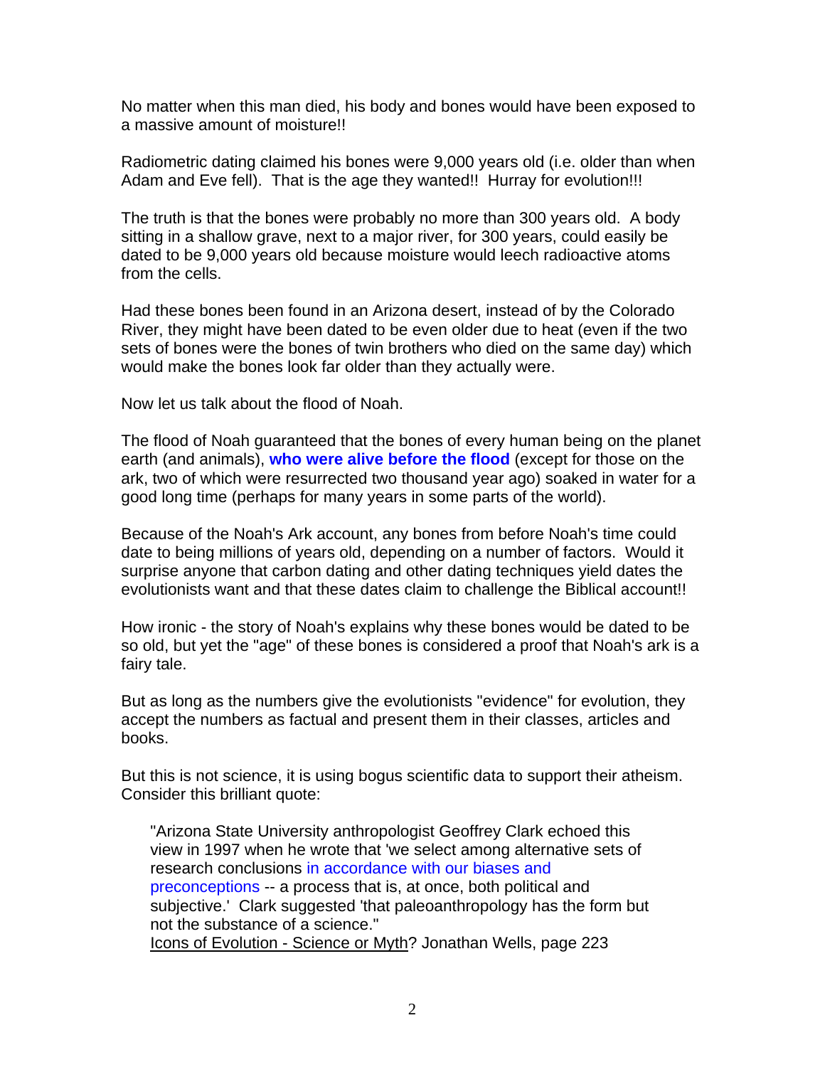No matter when this man died, his body and bones would have been exposed to a massive amount of moisture!!

Radiometric dating claimed his bones were 9,000 years old (i.e. older than when Adam and Eve fell). That is the age they wanted!! Hurray for evolution!!!

The truth is that the bones were probably no more than 300 years old. A body sitting in a shallow grave, next to a major river, for 300 years, could easily be dated to be 9,000 years old because moisture would leech radioactive atoms from the cells.

Had these bones been found in an Arizona desert, instead of by the Colorado River, they might have been dated to be even older due to heat (even if the two sets of bones were the bones of twin brothers who died on the same day) which would make the bones look far older than they actually were.

Now let us talk about the flood of Noah.

The flood of Noah guaranteed that the bones of every human being on the planet earth (and animals), **who were alive before the flood** (except for those on the ark, two of which were resurrected two thousand year ago) soaked in water for a good long time (perhaps for many years in some parts of the world).

Because of the Noah's Ark account, any bones from before Noah's time could date to being millions of years old, depending on a number of factors. Would it surprise anyone that carbon dating and other dating techniques yield dates the evolutionists want and that these dates claim to challenge the Biblical account!!

How ironic - the story of Noah's explains why these bones would be dated to be so old, but yet the "age" of these bones is considered a proof that Noah's ark is a fairy tale.

But as long as the numbers give the evolutionists "evidence" for evolution, they accept the numbers as factual and present them in their classes, articles and books.

But this is not science, it is using bogus scientific data to support their atheism. Consider this brilliant quote:

> "Arizona State University anthropologist Geoffrey Clark echoed this view in 1997 when he wrote that 'we select among alternative sets of research conclusions in accordance with our biases and preconceptions -- a process that is, at once, both political and subjective.' Clark suggested 'that paleoanthropology has the form but not the substance of a science."
> Icons of Evolution - Science or Myth? Jonathan Wells, page 223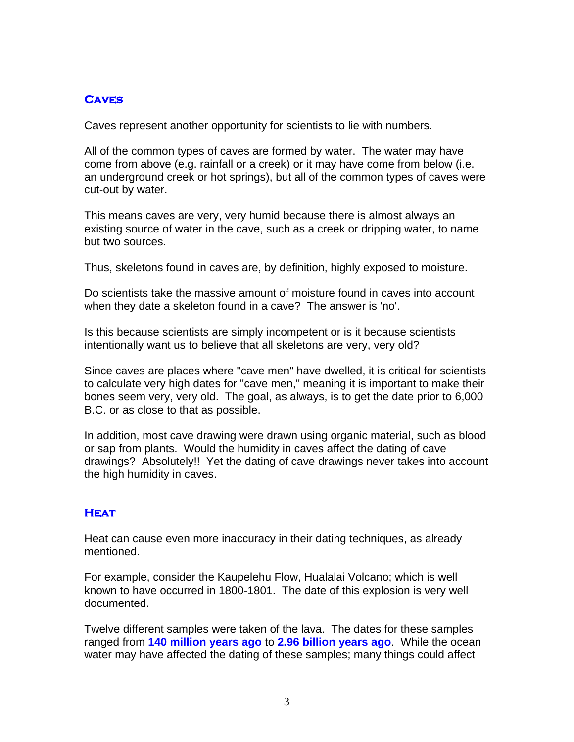## Caves

Caves represent another opportunity for scientists to lie with numbers.

All of the common types of caves are formed by water. The water may have come from above (e.g. rainfall or a creek) or it may have come from below (i.e. an underground creek or hot springs), but all of the common types of caves were cut-out by water.

This means caves are very, very humid because there is almost always an existing source of water in the cave, such as a creek or dripping water, to name but two sources.

Thus, skeletons found in caves are, by definition, highly exposed to moisture.

Do scientists take the massive amount of moisture found in caves into account when they date a skeleton found in a cave? The answer is 'no'.

Is this because scientists are simply incompetent or is it because scientists intentionally want us to believe that all skeletons are very, very old?

Since caves are places where "cave men" have dwelled, it is critical for scientists to calculate very high dates for "cave men," meaning it is important to make their bones seem very, very old. The goal, as always, is to get the date prior to 6,000 B.C. or as close to that as possible.

In addition, most cave drawing were drawn using organic material, such as blood or sap from plants. Would the humidity in caves affect the dating of cave drawings? Absolutely!! Yet the dating of cave drawings never takes into account the high humidity in caves.

## Heat

Heat can cause even more inaccuracy in their dating techniques, as already mentioned.

For example, consider the Kaupelehu Flow, Hualalai Volcano; which is well known to have occurred in 1800-1801. The date of this explosion is very well documented.

Twelve different samples were taken of the lava. The dates for these samples ranged from **140 million years ago** to **2.96 billion years ago**. While the ocean water may have affected the dating of these samples; many things could affect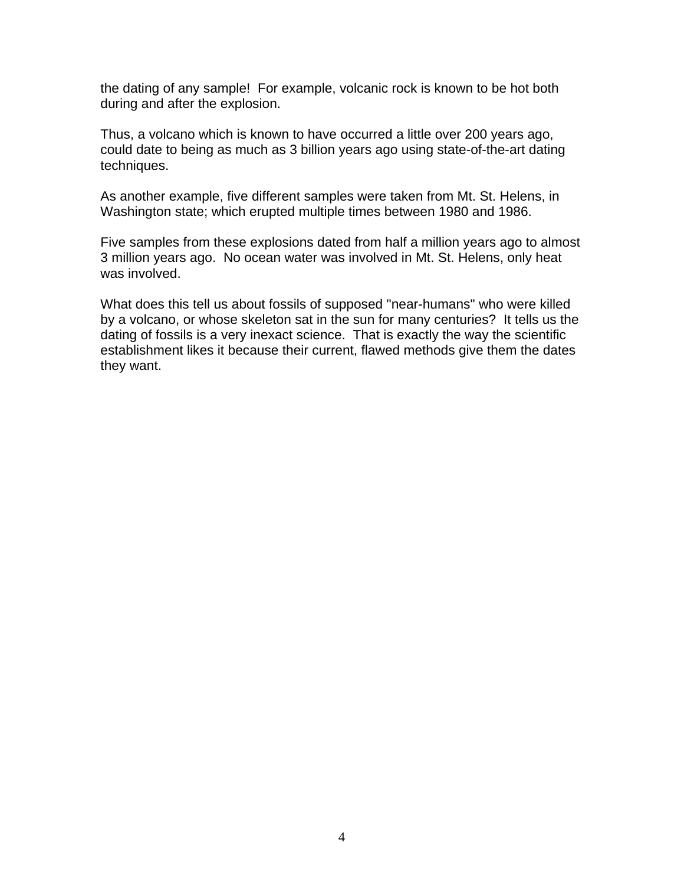the dating of any sample! For example, volcanic rock is known to be hot both during and after the explosion.

Thus, a volcano which is known to have occurred a little over 200 years ago, could date to being as much as 3 billion years ago using state-of-the-art dating techniques.

As another example, five different samples were taken from Mt. St. Helens, in Washington state; which erupted multiple times between 1980 and 1986.

Five samples from these explosions dated from half a million years ago to almost 3 million years ago. No ocean water was involved in Mt. St. Helens, only heat was involved.

What does this tell us about fossils of supposed "near-humans" who were killed by a volcano, or whose skeleton sat in the sun for many centuries? It tells us the dating of fossils is a very inexact science. That is exactly the way the scientific establishment likes it because their current, flawed methods give them the dates they want.